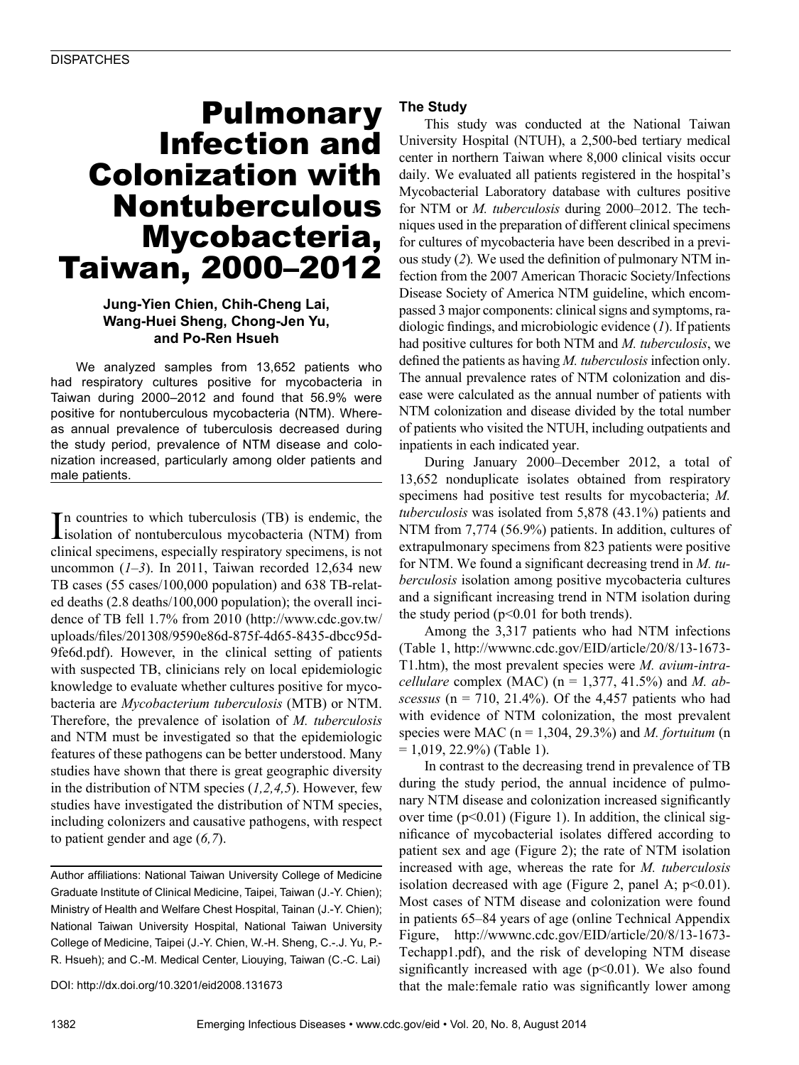DISPATCHES

# Pulmonary Infection and Colonization with Nontuberculous Mycobacteria, Taiwan, 2000–2012

**Jung-Yien Chien, Chih-Cheng Lai, Wang-Huei Sheng, Chong-Jen Yu, and Po-Ren Hsueh**

We analyzed samples from 13,652 patients who had respiratory cultures positive for mycobacteria in Taiwan during 2000–2012 and found that 56.9% were positive for nontuberculous mycobacteria (NTM). Whereas annual prevalence of tuberculosis decreased during the study period, prevalence of NTM disease and colonization increased, particularly among older patients and male patients.

In countries to which tuberculosis (TB) is endemic, the isolation of nontuberculous mycobacteria (NTM) from clinical specimens, especially respiratory specimens, is not uncommon (*1–3*). In 2011, Taiwan recorded 12,634 new TB cases (55 cases/100,000 population) and 638 TB-related deaths (2.8 deaths/100,000 population); the overall incidence of TB fell 1.7% from 2010 (http://www.cdc.gov.tw/uploads/files/201308/9590e86d-875f-4d65-8435-dbcc95d-9fe6d.pdf). However, in the clinical setting of patients with suspected TB, clinicians rely on local epidemiologic knowledge to evaluate whether cultures positive for mycobacteria are *Mycobacterium tuberculosis* (MTB) or NTM. Therefore, the prevalence of isolation of *M. tuberculosis* and NTM must be investigated so that the epidemiologic features of these pathogens can be better understood. Many studies have shown that there is great geographic diversity in the distribution of NTM species (*1,2,4,5*). However, few studies have investigated the distribution of NTM species, including colonizers and causative pathogens, with respect to patient gender and age (*6,7*).

Author affiliations: National Taiwan University College of Medicine Graduate Institute of Clinical Medicine, Taipei, Taiwan (J.-Y. Chien); Ministry of Health and Welfare Chest Hospital, Tainan (J.-Y. Chien); National Taiwan University Hospital, National Taiwan University College of Medicine, Taipei (J.-Y. Chien, W.-H. Sheng, C.-J. Yu, P.-R. Hsueh); and C.-M. Medical Center, Liouying, Taiwan (C.-C. Lai)

DOI: http://dx.doi.org/10.3201/eid2008.131673

## The Study

This study was conducted at the National Taiwan University Hospital (NTUH), a 2,500-bed tertiary medical center in northern Taiwan where 8,000 clinical visits occur daily. We evaluated all patients registered in the hospital's Mycobacterial Laboratory database with cultures positive for NTM or *M. tuberculosis* during 2000–2012. The techniques used in the preparation of different clinical specimens for cultures of mycobacteria have been described in a previous study (*2*)*.* We used the definition of pulmonary NTM infection from the 2007 American Thoracic Society/Infections Disease Society of America NTM guideline, which encompassed 3 major components: clinical signs and symptoms, radiologic findings, and microbiologic evidence (*1*). If patients had positive cultures for both NTM and *M. tuberculosis*, we defined the patients as having *M. tuberculosis* infection only. The annual prevalence rates of NTM colonization and disease were calculated as the annual number of patients with NTM colonization and disease divided by the total number of patients who visited the NTUH, including outpatients and inpatients in each indicated year.

During January 2000–December 2012, a total of 13,652 nonduplicate isolates obtained from respiratory specimens had positive test results for mycobacteria; *M. tuberculosis* was isolated from 5,878 (43.1%) patients and NTM from 7,774 (56.9%) patients. In addition, cultures of extrapulmonary specimens from 823 patients were positive for NTM. We found a significant decreasing trend in *M. tuberculosis* isolation among positive mycobacteria cultures and a significant increasing trend in NTM isolation during the study period ($p<0.01$ for both trends).

Among the 3,317 patients who had NTM infections (Table 1, http://wwwnc.cdc.gov/EID/article/20/8/13-1673-T1.htm), the most prevalent species were *M. avium-intracellulare* complex (MAC) (n = 1,377, 41.5%) and *M. abscessus* (n = 710, 21.4%). Of the 4,457 patients who had with evidence of NTM colonization, the most prevalent species were MAC (n = 1,304, 29.3%) and *M. fortuitum* (n = 1,019, 22.9%) (Table 1).

In contrast to the decreasing trend in prevalence of TB during the study period, the annual incidence of pulmonary NTM disease and colonization increased significantly over time ($p<0.01$) (Figure 1). In addition, the clinical significance of mycobacterial isolates differed according to patient sex and age (Figure 2); the rate of NTM isolation increased with age, whereas the rate for *M. tuberculosis* isolation decreased with age (Figure 2, panel A; $p<0.01$). Most cases of NTM disease and colonization were found in patients 65–84 years of age (online Technical Appendix Figure, http://wwwnc.cdc.gov/EID/article/20/8/13-1673-Techapp1.pdf), and the risk of developing NTM disease significantly increased with age ($p<0.01$). We also found that the male:female ratio was significantly lower among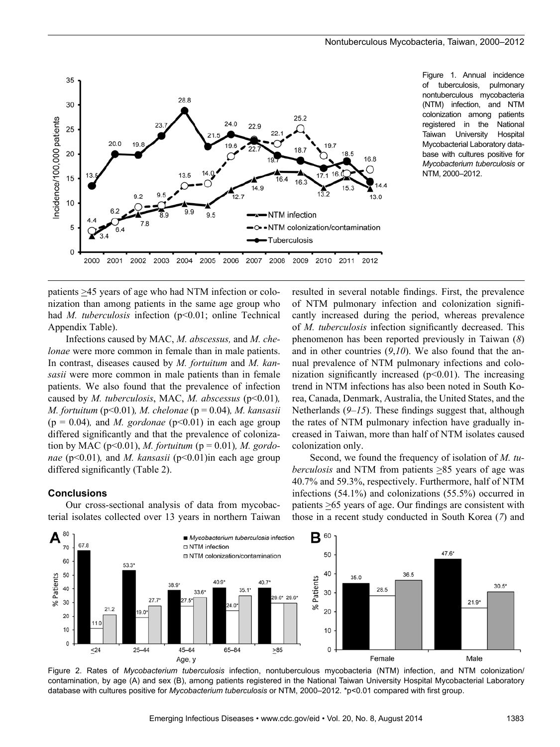Figure 1. Annual incidence of tuberculosis, pulmonary nontuberculous mycobacteria (NTM) infection, and NTM colonization among patients registered in the National Taiwan University Hospital Mycobacterial Laboratory database with cultures positive for *Mycobacterium tuberculosis* or NTM, 2000–2012.

patients ≥45 years of age who had NTM infection or colonization than among patients in the same age group who had *M. tuberculosis* infection (p<0.01; online Technical Appendix Table).

Infections caused by MAC, *M. abscessus,* and *M. chelonae* were more common in female than in male patients. In contrast, diseases caused by *M. fortuitum* and *M. kansasii* were more common in male patients than in female patients. We also found that the prevalence of infection caused by *M. tuberculosis*, MAC, *M. abscessus* (p<0.01)*, M. fortuitum* (p<0.01)*, M. chelonae* (p = 0.04)*, M. kansasii* (p = 0.04)*,* and *M. gordonae* (p<0.01) in each age group differed significantly and that the prevalence of colonization by MAC (p<0.01), *M. fortuitum* (p = 0.01)*, M. gordonae* (p<0.01)*,* and *M. kansasii* (p<0.01)in each age group differed significantly (Table 2).

## Conclusions

Our cross-sectional analysis of data from mycobacterial isolates collected over 13 years in northern Taiwan resulted in several notable findings. First, the prevalence of NTM pulmonary infection and colonization significantly increased during the period, whereas prevalence of *M. tuberculosis* infection significantly decreased. This phenomenon has been reported previously in Taiwan (*8*) and in other countries (*9*,*10*). We also found that the annual prevalence of NTM pulmonary infections and colonization significantly increased (p<0.01). The increasing trend in NTM infections has also been noted in South Korea, Canada, Denmark, Australia, the United States, and the Netherlands (*9–15*). These findings suggest that, although the rates of NTM pulmonary infection have gradually increased in Taiwan, more than half of NTM isolates caused colonization only.

Second, we found the frequency of isolation of *M. tuberculosis* and NTM from patients ≥85 years of age was 40.7% and 59.3%, respectively. Furthermore, half of NTM infections (54.1%) and colonizations (55.5%) occurred in patients ≥65 years of age. Our findings are consistent with those in a recent study conducted in South Korea (*7*) and

Figure 2. Rates of *Mycobacterium tuberculosis* infection, nontuberculous mycobacteria (NTM) infection, and NTM colonization/contamination, by age (A) and sex (B), among patients registered in the National Taiwan University Hospital Mycobacterial Laboratory database with cultures positive for *Mycobacterium tuberculosis* or NTM, 2000–2012. *p<0.01 compared with first group.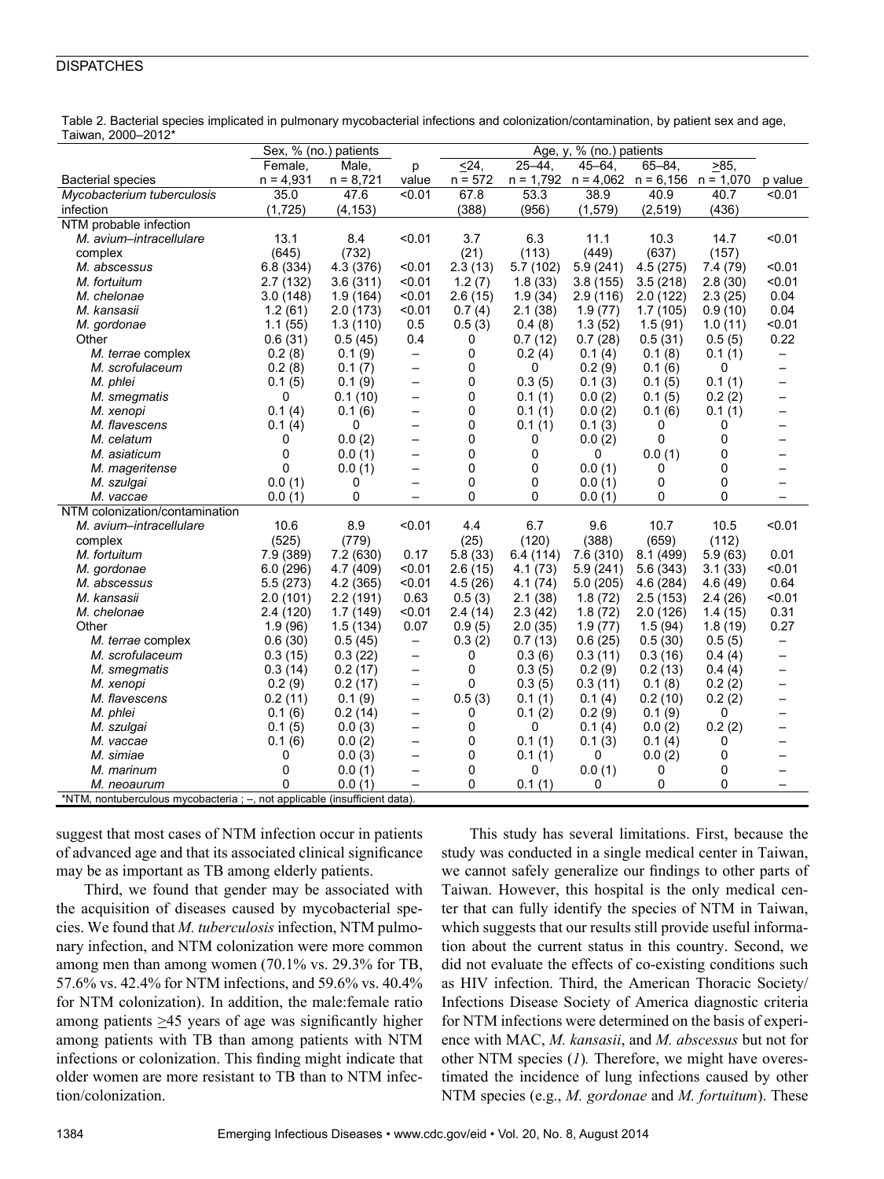Table 2. Bacterial species implicated in pulmonary mycobacterial infections and colonization/contamination, by patient sex and age, Taiwan, 2000–2012*

| Bacterial species | Sex, % (no.) patients | | p value | Age, y, % (no.) patients | | | | | p value |
|---|---|---|---|---|---|---|---|---|---|
| | Female, n = 4,931 | Male, n = 8,721 | | ≤24, n = 572 | 25–44, n = 1,792 | 45–64, n = 4,062 | 65–84, n = 6,156 | ≥85, n = 1,070 | |
| *Mycobacterium tuberculosis* infection | 35.0 (1,725) | 47.6 (4,153) | <0.01 | 67.8 (388) | 53.3 (956) | 38.9 (1,579) | 40.9 (2,519) | 40.7 (436) | <0.01 |
| NTM probable infection | | | | | | | | | |
| *M. avium–intracellulare* complex | 13.1 (645) | 8.4 (732) | <0.01 | 3.7 (21) | 6.3 (113) | 11.1 (449) | 10.3 (637) | 14.7 (157) | <0.01 |
| *M. abscessus* | 6.8 (334) | 4.3 (376) | <0.01 | 2.3 (13) | 5.7 (102) | 5.9 (241) | 4.5 (275) | 7.4 (79) | <0.01 |
| *M. fortuitum* | 2.7 (132) | 3.6 (311) | <0.01 | 1.2 (7) | 1.8 (33) | 3.8 (155) | 3.5 (218) | 2.8 (30) | <0.01 |
| *M. chelonae* | 3.0 (148) | 1.9 (164) | <0.01 | 2.6 (15) | 1.9 (34) | 2.9 (116) | 2.0 (122) | 2.3 (25) | 0.04 |
| *M. kansasii* | 1.2 (61) | 2.0 (173) | <0.01 | 0.7 (4) | 2.1 (38) | 1.9 (77) | 1.7 (105) | 0.9 (10) | 0.04 |
| *M. gordonae* | 1.1 (55) | 1.3 (110) | 0.5 | 0.5 (3) | 0.4 (8) | 1.3 (52) | 1.5 (91) | 1.0 (11) | <0.01 |
| Other | 0.6 (31) | 0.5 (45) | 0.4 | 0 | 0.7 (12) | 0.7 (28) | 0.5 (31) | 0.5 (5) | 0.22 |
| *M. terrae* complex | 0.2 (8) | 0.1 (9) | – | 0 | 0.2 (4) | 0.1 (4) | 0.1 (8) | 0.1 (1) | – |
| *M. scrofulaceum* | 0.2 (8) | 0.1 (7) | – | 0 | 0 | 0.2 (9) | 0.1 (6) | 0 | – |
| *M. phlei* | 0.1 (5) | 0.1 (9) | – | 0 | 0.3 (5) | 0.1 (3) | 0.1 (5) | 0.1 (1) | – |
| *M. smegmatis* | 0 | 0.1 (10) | – | 0 | 0.1 (1) | 0.0 (2) | 0.1 (5) | 0.2 (2) | – |
| *M. xenopi* | 0.1 (4) | 0.1 (6) | – | 0 | 0.1 (1) | 0.0 (2) | 0.1 (6) | 0.1 (1) | – |
| *M. flavescens* | 0.1 (4) | 0 | – | 0 | 0.1 (1) | 0.1 (3) | 0 | 0 | – |
| *M. celatum* | 0 | 0.0 (2) | – | 0 | 0 | 0.0 (2) | 0 | 0 | – |
| *M. asiaticum* | 0 | 0.0 (1) | – | 0 | 0 | 0 | 0.0 (1) | 0 | – |
| *M. mageritense* | 0 | 0.0 (1) | – | 0 | 0 | 0.0 (1) | 0 | 0 | – |
| *M. szulgai* | 0.0 (1) | 0 | – | 0 | 0 | 0.0 (1) | 0 | 0 | – |
| *M. vaccae* | 0.0 (1) | 0 | – | 0 | 0 | 0.0 (1) | 0 | 0 | – |
| NTM colonization/contamination | | | | | | | | | |
| *M. avium–intracellulare* complex | 10.6 (525) | 8.9 (779) | <0.01 | 4.4 (25) | 6.7 (120) | 9.6 (388) | 10.7 (659) | 10.5 (112) | <0.01 |
| *M. fortuitum* | 7.9 (389) | 7.2 (630) | 0.17 | 5.8 (33) | 6.4 (114) | 7.6 (310) | 8.1 (499) | 5.9 (63) | 0.01 |
| *M. gordonae* | 6.0 (296) | 4.7 (409) | <0.01 | 2.6 (15) | 4.1 (73) | 5.9 (241) | 5.6 (343) | 3.1 (33) | <0.01 |
| *M. abscessus* | 5.5 (273) | 4.2 (365) | <0.01 | 4.5 (26) | 4.1 (74) | 5.0 (205) | 4.6 (284) | 4.6 (49) | 0.64 |
| *M. kansasii* | 2.0 (101) | 2.2 (191) | 0.63 | 0.5 (3) | 2.1 (38) | 1.8 (72) | 2.5 (153) | 2.4 (26) | <0.01 |
| *M. chelonae* | 2.4 (120) | 1.7 (149) | <0.01 | 2.4 (14) | 2.3 (42) | 1.8 (72) | 2.0 (126) | 1.4 (15) | 0.31 |
| Other | 1.9 (96) | 1.5 (134) | 0.07 | 0.9 (5) | 2.0 (35) | 1.9 (77) | 1.5 (94) | 1.8 (19) | 0.27 |
| *M. terrae* complex | 0.6 (30) | 0.5 (45) | – | 0.3 (2) | 0.7 (13) | 0.6 (25) | 0.5 (30) | 0.5 (5) | – |
| *M. scrofulaceum* | 0.3 (15) | 0.3 (22) | – | 0 | 0.3 (6) | 0.3 (11) | 0.3 (16) | 0.4 (4) | – |
| *M. smegmatis* | 0.3 (14) | 0.2 (17) | – | 0 | 0.3 (5) | 0.2 (9) | 0.2 (13) | 0.4 (4) | – |
| *M. xenopi* | 0.2 (9) | 0.2 (17) | – | 0 | 0.3 (5) | 0.3 (11) | 0.1 (8) | 0.2 (2) | – |
| *M. flavescens* | 0.2 (11) | 0.1 (9) | – | 0.5 (3) | 0.1 (1) | 0.1 (4) | 0.2 (10) | 0.2 (2) | – |
| *M. phlei* | 0.1 (6) | 0.2 (14) | – | 0 | 0.1 (2) | 0.2 (9) | 0.1 (9) | 0 | – |
| *M. szulgai* | 0.1 (5) | 0.0 (3) | – | 0 | 0 | 0.1 (4) | 0.0 (2) | 0.2 (2) | – |
| *M. vaccae* | 0.1 (6) | 0.0 (2) | – | 0 | 0.1 (1) | 0.1 (3) | 0.1 (4) | 0 | – |
| *M. simiae* | 0 | 0.0 (3) | – | 0 | 0.1 (1) | 0 | 0.0 (2) | 0 | – |
| *M. marinum* | 0 | 0.0 (1) | – | 0 | 0 | 0.0 (1) | 0 | 0 | – |
| *M. neoaurum* | 0 | 0.0 (1) | – | 0 | 0.1 (1) | 0 | 0 | 0 | – |

*NTM, nontuberculous mycobacteria ; –, not applicable (insufficient data).

suggest that most cases of NTM infection occur in patients of advanced age and that its associated clinical significance may be as important as TB among elderly patients.

Third, we found that gender may be associated with the acquisition of diseases caused by mycobacterial species. We found that *M. tuberculosis* infection, NTM pulmonary infection, and NTM colonization were more common among men than among women (70.1% vs. 29.3% for TB, 57.6% vs. 42.4% for NTM infections, and 59.6% vs. 40.4% for NTM colonization). In addition, the male:female ratio among patients ≥45 years of age was significantly higher among patients with TB than among patients with NTM infections or colonization. This finding might indicate that older women are more resistant to TB than to NTM infection/colonization.

This study has several limitations. First, because the study was conducted in a single medical center in Taiwan, we cannot safely generalize our findings to other parts of Taiwan. However, this hospital is the only medical center that can fully identify the species of NTM in Taiwan, which suggests that our results still provide useful information about the current status in this country. Second, we did not evaluate the effects of co-existing conditions such as HIV infection. Third, the American Thoracic Society/Infections Disease Society of America diagnostic criteria for NTM infections were determined on the basis of experience with MAC, *M. kansasii*, and *M. abscessus* but not for other NTM species (*1*). Therefore, we might have overestimated the incidence of lung infections caused by other NTM species (e.g., *M. gordonae* and *M. fortuitum*). These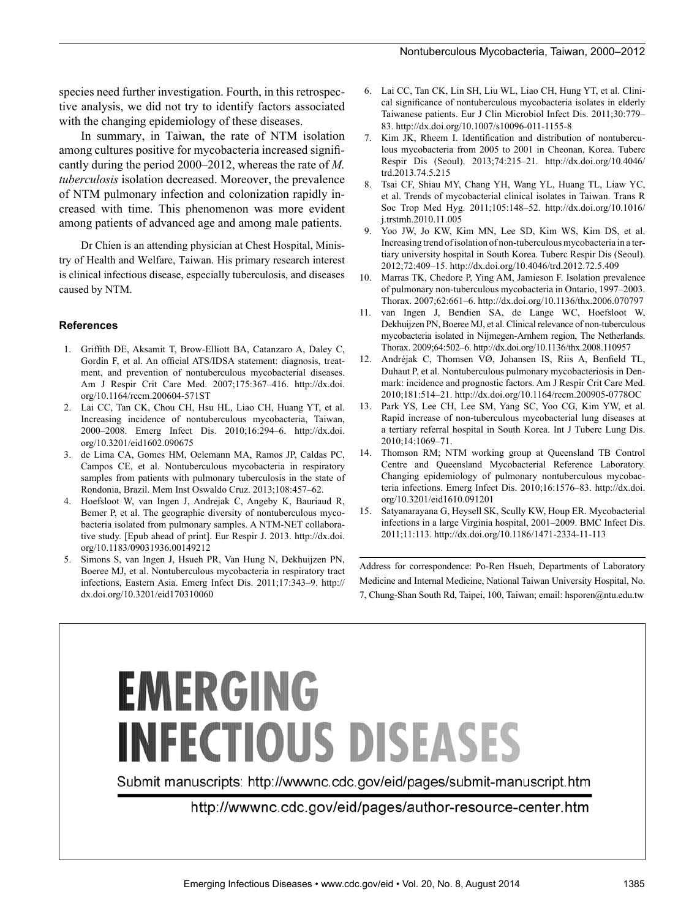species need further investigation. Fourth, in this retrospective analysis, we did not try to identify factors associated with the changing epidemiology of these diseases.

In summary, in Taiwan, the rate of NTM isolation among cultures positive for mycobacteria increased significantly during the period 2000–2012, whereas the rate of *M. tuberculosis* isolation decreased. Moreover, the prevalence of NTM pulmonary infection and colonization rapidly increased with time. This phenomenon was more evident among patients of advanced age and among male patients.

Dr Chien is an attending physician at Chest Hospital, Ministry of Health and Welfare, Taiwan. His primary research interest is clinical infectious disease, especially tuberculosis, and diseases caused by NTM.

### References

1. Griffith DE, Aksamit T, Brow-Elliott BA, Catanzaro A, Daley C, Gordin F, et al. An official ATS/IDSA statement: diagnosis, treatment, and prevention of nontuberculous mycobacterial diseases. Am J Respir Crit Care Med. 2007;175:367–416. http://dx.doi.org/10.1164/rccm.200604-571ST
2. Lai CC, Tan CK, Chou CH, Hsu HL, Liao CH, Huang YT, et al. Increasing incidence of nontuberculous mycobacteria, Taiwan, 2000–2008. Emerg Infect Dis. 2010;16:294–6. http://dx.doi.org/10.3201/eid1602.090675
3. de Lima CA, Gomes HM, Oelemann MA, Ramos JP, Caldas PC, Campos CE, et al. Nontuberculous mycobacteria in respiratory samples from patients with pulmonary tuberculosis in the state of Rondonia, Brazil. Mem Inst Oswaldo Cruz. 2013;108:457–62.
4. Hoefsloot W, van Ingen J, Andrejak C, Angeby K, Bauriaud R, Bemer P, et al. The geographic diversity of nontuberculous mycobacteria isolated from pulmonary samples. A NTM-NET collaborative study. [Epub ahead of print]. Eur Respir J. 2013. http://dx.doi.org/10.1183/09031936.00149212
5. Simons S, van Ingen J, Hsueh PR, Van Hung N, Dekhuijzen PN, Boeree MJ, et al. Nontuberculous mycobacteria in respiratory tract infections, Eastern Asia. Emerg Infect Dis. 2011;17:343–9. http://dx.doi.org/10.3201/eid170310060
6. Lai CC, Tan CK, Lin SH, Liu WL, Liao CH, Hung YT, et al. Clinical significance of nontuberculous mycobacteria isolates in elderly Taiwanese patients. Eur J Clin Microbiol Infect Dis. 2011;30:779–83. http://dx.doi.org/10.1007/s10096-011-1155-8
7. Kim JK, Rheem I. Identification and distribution of nontuberculous mycobacteria from 2005 to 2001 in Cheonan, Korea. Tuberc Respir Dis (Seoul). 2013;74:215–21. http://dx.doi.org/10.4046/trd.2013.74.5.215
8. Tsai CF, Shiau MY, Chang YH, Wang YL, Huang TL, Liaw YC, et al. Trends of mycobacterial clinical isolates in Taiwan. Trans R Soc Trop Med Hyg. 2011;105:148–52. http://dx.doi.org/10.1016/j.trstmh.2010.11.005
9. Yoo JW, Jo KW, Kim MN, Lee SD, Kim WS, Kim DS, et al. Increasing trend of isolation of non-tuberculous mycobacteria in a tertiary university hospital in South Korea. Tuberc Respir Dis (Seoul). 2012;72:409–15. http://dx.doi.org/10.4046/trd.2012.72.5.409
10. Marras TK, Chedore P, Ying AM, Jamieson F. Isolation prevalence of pulmonary non-tuberculous mycobacteria in Ontario, 1997–2003. Thorax. 2007;62:661–6. http://dx.doi.org/10.1136/thx.2006.070797
11. van Ingen J, Bendien SA, de Lange WC, Hoefsloot W, Dekhuijzen PN, Boeree MJ, et al. Clinical relevance of non-tuberculous mycobacteria isolated in Nijmegen-Arnhem region, The Netherlands. Thorax. 2009;64:502–6. http://dx.doi.org/10.1136/thx.2008.110957
12. Andréjak C, Thomsen VØ, Johansen IS, Riis A, Benfield TL, Duhaut P, et al. Nontuberculous pulmonary mycobacteriosis in Denmark: incidence and prognostic factors. Am J Respir Crit Care Med. 2010;181:514–21. http://dx.doi.org/10.1164/rccm.200905-0778OC
13. Park YS, Lee CH, Lee SM, Yang SC, Yoo CG, Kim YW, et al. Rapid increase of non-tuberculous mycobacterial lung diseases at a tertiary referral hospital in South Korea. Int J Tuberc Lung Dis. 2010;14:1069–71.
14. Thomson RM; NTM working group at Queensland TB Control Centre and Queensland Mycobacterial Reference Laboratory. Changing epidemiology of pulmonary nontuberculous mycobacteria infections. Emerg Infect Dis. 2010;16:1576–83. http://dx.doi.org/10.3201/eid1610.091201
15. Satyanarayana G, Heysell SK, Scully KW, Houp ER. Mycobacterial infections in a large Virginia hospital, 2001–2009. BMC Infect Dis. 2011;11:113. http://dx.doi.org/10.1186/1471-2334-11-113

Address for correspondence: Po-Ren Hsueh, Departments of Laboratory Medicine and Internal Medicine, National Taiwan University Hospital, No. 7, Chung-Shan South Rd, Taipei, 100, Taiwan; email: hsporen@ntu.edu.tw

EMERGING INFECTIOUS DISEASES

Submit manuscripts: http://wwwnc.cdc.gov/eid/pages/submit-manuscript.htm

http://wwwnc.cdc.gov/eid/pages/author-resource-center.htm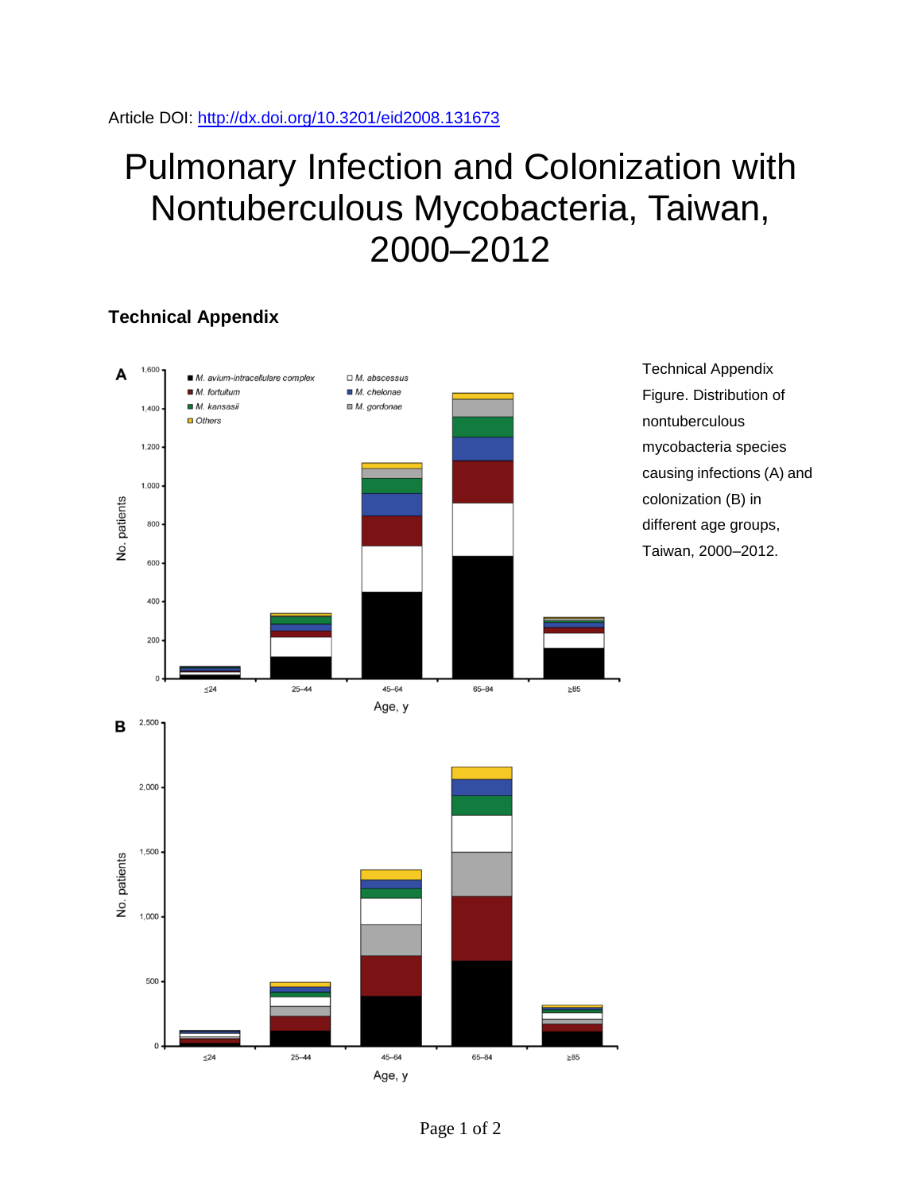Article DOI: http://dx.doi.org/10.3201/eid2008.131673

# Pulmonary Infection and Colonization with Nontuberculous Mycobacteria, Taiwan, 2000–2012

## Technical Appendix

Technical Appendix Figure. Distribution of nontuberculous mycobacteria species causing infections (A) and colonization (B) in different age groups, Taiwan, 2000–2012.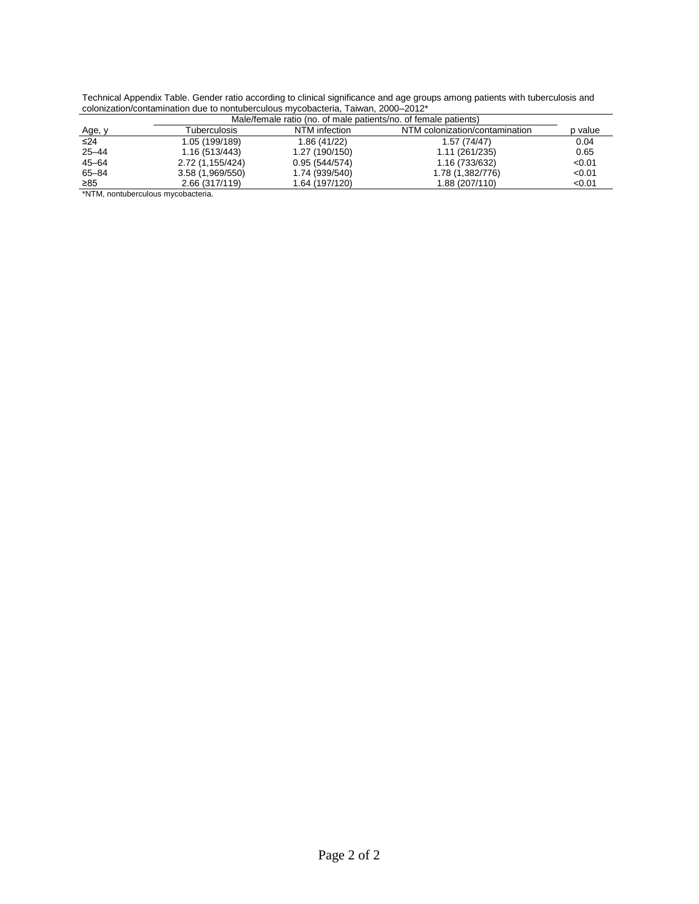Technical Appendix Table. Gender ratio according to clinical significance and age groups among patients with tuberculosis and colonization/contamination due to nontuberculous mycobacteria, Taiwan, 2000–2012*

| | Male/female ratio (no. of male patients/no. of female patients) | | | |
| --- | --- | --- | --- | --- |
| Age, y | Tuberculosis | NTM infection | NTM colonization/contamination | p value |
| ≤24 | 1.05 (199/189) | 1.86 (41/22) | 1.57 (74/47) | 0.04 |
| 25–44 | 1.16 (513/443) | 1.27 (190/150) | 1.11 (261/235) | 0.65 |
| 45–64 | 2.72 (1,155/424) | 0.95 (544/574) | 1.16 (733/632) | <0.01 |
| 65–84 | 3.58 (1,969/550) | 1.74 (939/540) | 1.78 (1,382/776) | <0.01 |
| ≥85 | 2.66 (317/119) | 1.64 (197/120) | 1.88 (207/110) | <0.01 |

*NTM, nontuberculous mycobacteria.